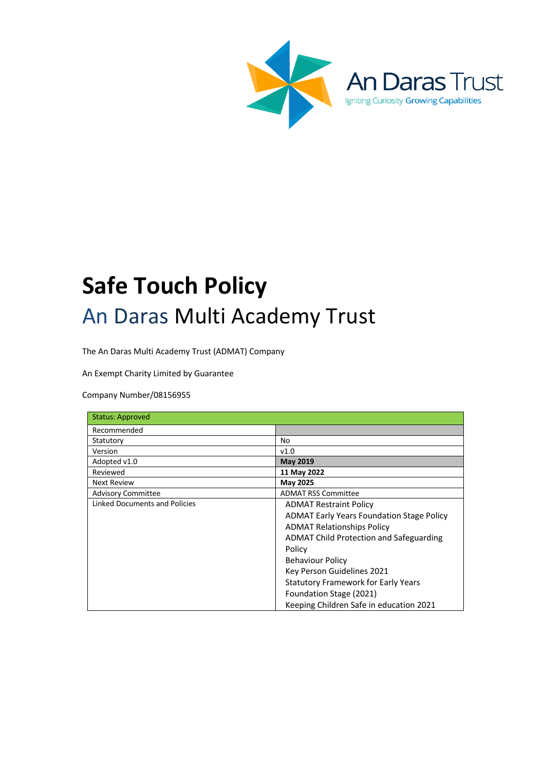An Daras Trust

Igniting Curiosity Growing Capabilities

# Safe Touch Policy

## An Daras Multi Academy Trust

The An Daras Multi Academy Trust (ADMAT) Company

An Exempt Charity Limited by Guarantee

Company Number/08156955

| Status: Approved | |
|---|---|
| Recommended | |
| Statutory | No |
| Version | v1.0 |
| Adopted v1.0 | **May 2019** |
| Reviewed | **11 May 2022** |
| Next Review | **May 2025** |
| Advisory Committee | ADMAT RSS Committee |
| Linked Documents and Policies | ADMAT Restraint Policy<br>ADMAT Early Years Foundation Stage Policy<br>ADMAT Relationships Policy<br>ADMAT Child Protection and Safeguarding Policy<br>Behaviour Policy<br>Key Person Guidelines 2021<br>Statutory Framework for Early Years Foundation Stage (2021)<br>Keeping Children Safe in education 2021 |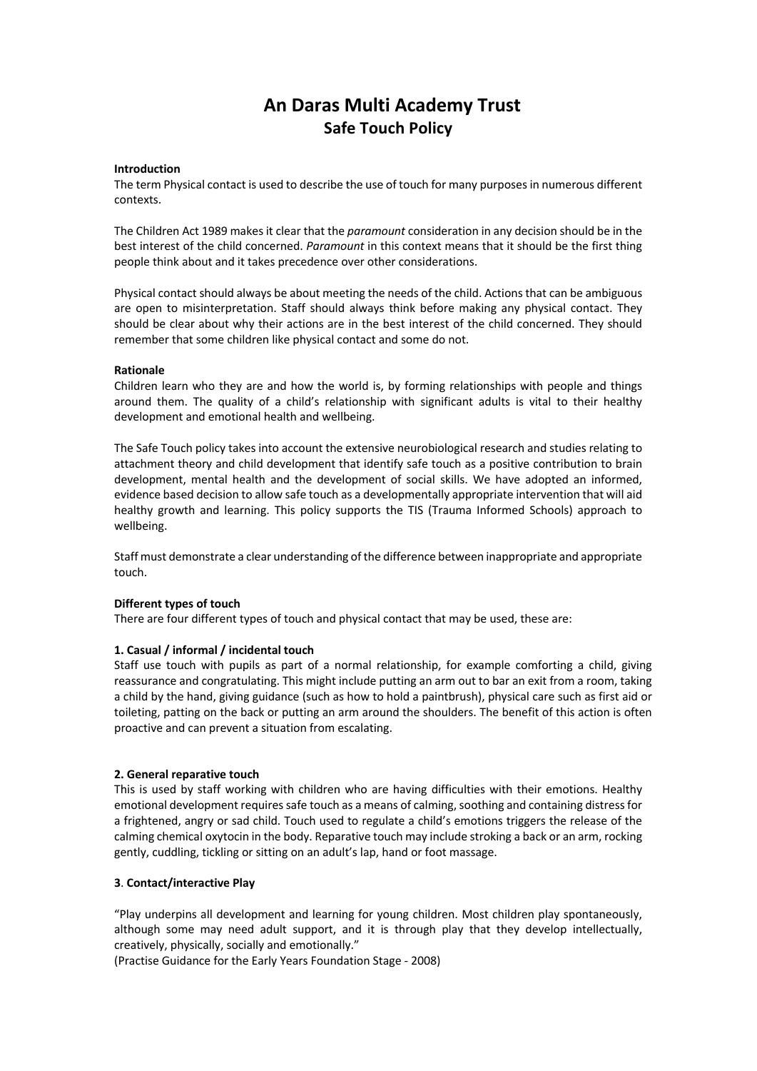# An Daras Multi Academy Trust
## Safe Touch Policy

**Introduction**
The term Physical contact is used to describe the use of touch for many purposes in numerous different contexts.

The Children Act 1989 makes it clear that the *paramount* consideration in any decision should be in the best interest of the child concerned. *Paramount* in this context means that it should be the first thing people think about and it takes precedence over other considerations.

Physical contact should always be about meeting the needs of the child. Actions that can be ambiguous are open to misinterpretation. Staff should always think before making any physical contact. They should be clear about why their actions are in the best interest of the child concerned. They should remember that some children like physical contact and some do not.

**Rationale**
Children learn who they are and how the world is, by forming relationships with people and things around them. The quality of a child's relationship with significant adults is vital to their healthy development and emotional health and wellbeing.

The Safe Touch policy takes into account the extensive neurobiological research and studies relating to attachment theory and child development that identify safe touch as a positive contribution to brain development, mental health and the development of social skills. We have adopted an informed, evidence based decision to allow safe touch as a developmentally appropriate intervention that will aid healthy growth and learning. This policy supports the TIS (Trauma Informed Schools) approach to wellbeing.

Staff must demonstrate a clear understanding of the difference between inappropriate and appropriate touch.

**Different types of touch**
There are four different types of touch and physical contact that may be used, these are:

**1. Casual / informal / incidental touch**
Staff use touch with pupils as part of a normal relationship, for example comforting a child, giving reassurance and congratulating. This might include putting an arm out to bar an exit from a room, taking a child by the hand, giving guidance (such as how to hold a paintbrush), physical care such as first aid or toileting, patting on the back or putting an arm around the shoulders. The benefit of this action is often proactive and can prevent a situation from escalating.

**2. General reparative touch**
This is used by staff working with children who are having difficulties with their emotions. Healthy emotional development requires safe touch as a means of calming, soothing and containing distress for a frightened, angry or sad child. Touch used to regulate a child's emotions triggers the release of the calming chemical oxytocin in the body. Reparative touch may include stroking a back or an arm, rocking gently, cuddling, tickling or sitting on an adult's lap, hand or foot massage.

**3**. **Contact/interactive Play**

"Play underpins all development and learning for young children. Most children play spontaneously, although some may need adult support, and it is through play that they develop intellectually, creatively, physically, socially and emotionally."
(Practise Guidance for the Early Years Foundation Stage - 2008)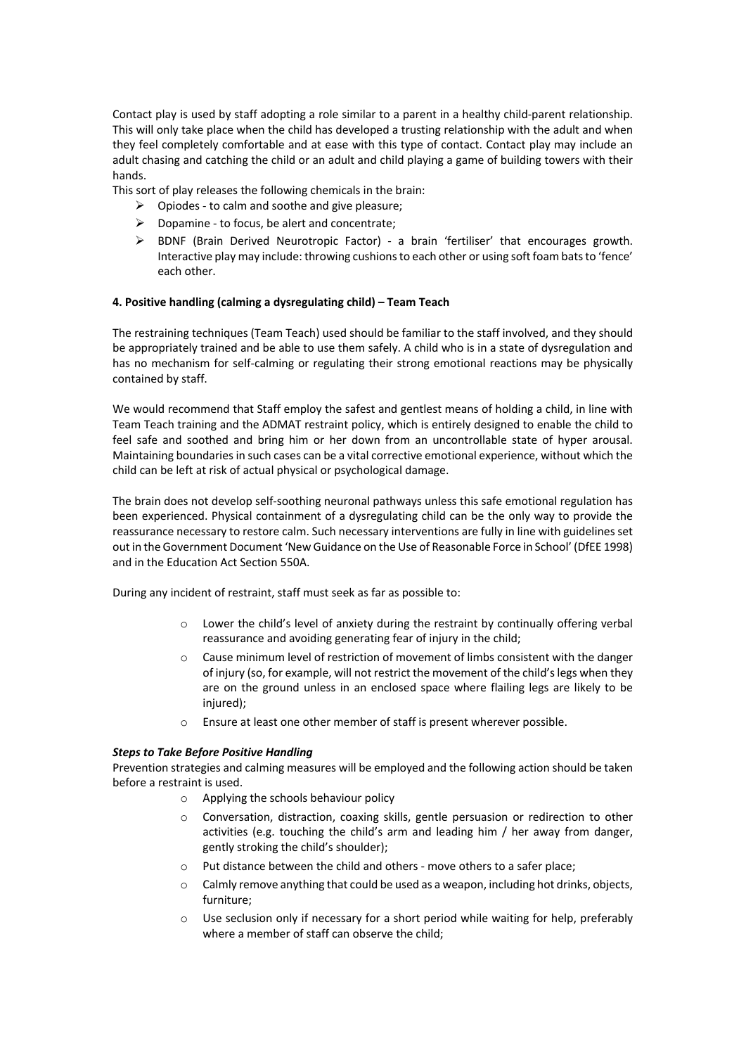Contact play is used by staff adopting a role similar to a parent in a healthy child-parent relationship. This will only take place when the child has developed a trusting relationship with the adult and when they feel completely comfortable and at ease with this type of contact. Contact play may include an adult chasing and catching the child or an adult and child playing a game of building towers with their hands.

This sort of play releases the following chemicals in the brain:

- Opiodes - to calm and soothe and give pleasure;
- Dopamine - to focus, be alert and concentrate;
- BDNF (Brain Derived Neurotropic Factor) - a brain 'fertiliser' that encourages growth. Interactive play may include: throwing cushions to each other or using soft foam bats to 'fence' each other.

#### 4. Positive handling (calming a dysregulating child) – Team Teach

The restraining techniques (Team Teach) used should be familiar to the staff involved, and they should be appropriately trained and be able to use them safely. A child who is in a state of dysregulation and has no mechanism for self-calming or regulating their strong emotional reactions may be physically contained by staff.

We would recommend that Staff employ the safest and gentlest means of holding a child, in line with Team Teach training and the ADMAT restraint policy, which is entirely designed to enable the child to feel safe and soothed and bring him or her down from an uncontrollable state of hyper arousal. Maintaining boundaries in such cases can be a vital corrective emotional experience, without which the child can be left at risk of actual physical or psychological damage.

The brain does not develop self-soothing neuronal pathways unless this safe emotional regulation has been experienced. Physical containment of a dysregulating child can be the only way to provide the reassurance necessary to restore calm. Such necessary interventions are fully in line with guidelines set out in the Government Document 'New Guidance on the Use of Reasonable Force in School' (DfEE 1998) and in the Education Act Section 550A.

During any incident of restraint, staff must seek as far as possible to:

- Lower the child's level of anxiety during the restraint by continually offering verbal reassurance and avoiding generating fear of injury in the child;
- Cause minimum level of restriction of movement of limbs consistent with the danger of injury (so, for example, will not restrict the movement of the child's legs when they are on the ground unless in an enclosed space where flailing legs are likely to be injured);
- Ensure at least one other member of staff is present wherever possible.

***Steps to Take Before Positive Handling***

Prevention strategies and calming measures will be employed and the following action should be taken before a restraint is used.

- Applying the schools behaviour policy
- Conversation, distraction, coaxing skills, gentle persuasion or redirection to other activities (e.g. touching the child's arm and leading him / her away from danger, gently stroking the child's shoulder);
- Put distance between the child and others - move others to a safer place;
- Calmly remove anything that could be used as a weapon, including hot drinks, objects, furniture;
- Use seclusion only if necessary for a short period while waiting for help, preferably where a member of staff can observe the child;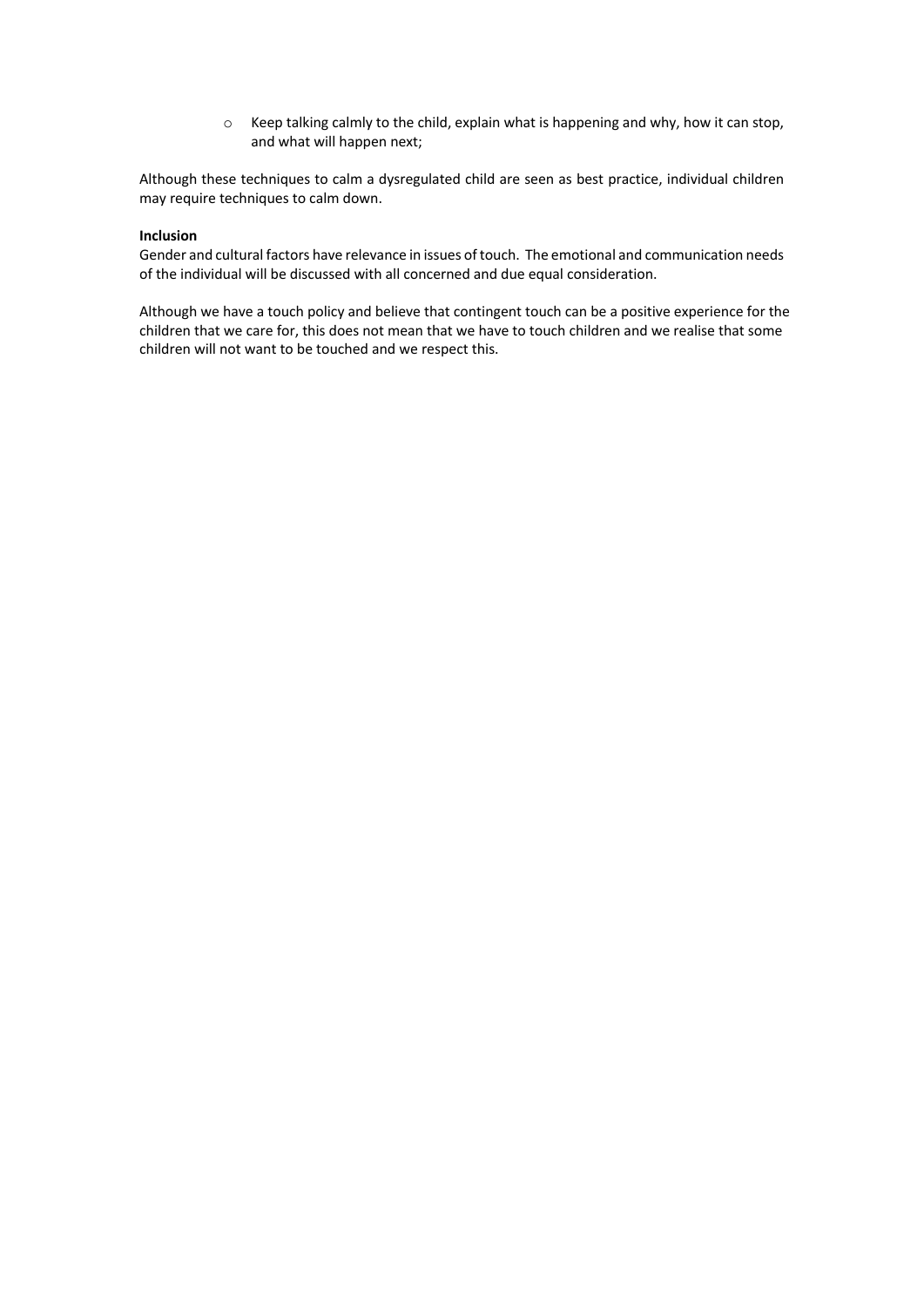- Keep talking calmly to the child, explain what is happening and why, how it can stop, and what will happen next;

Although these techniques to calm a dysregulated child are seen as best practice, individual children may require techniques to calm down.

**Inclusion**

Gender and cultural factors have relevance in issues of touch. The emotional and communication needs of the individual will be discussed with all concerned and due equal consideration.

Although we have a touch policy and believe that contingent touch can be a positive experience for the children that we care for, this does not mean that we have to touch children and we realise that some children will not want to be touched and we respect this.